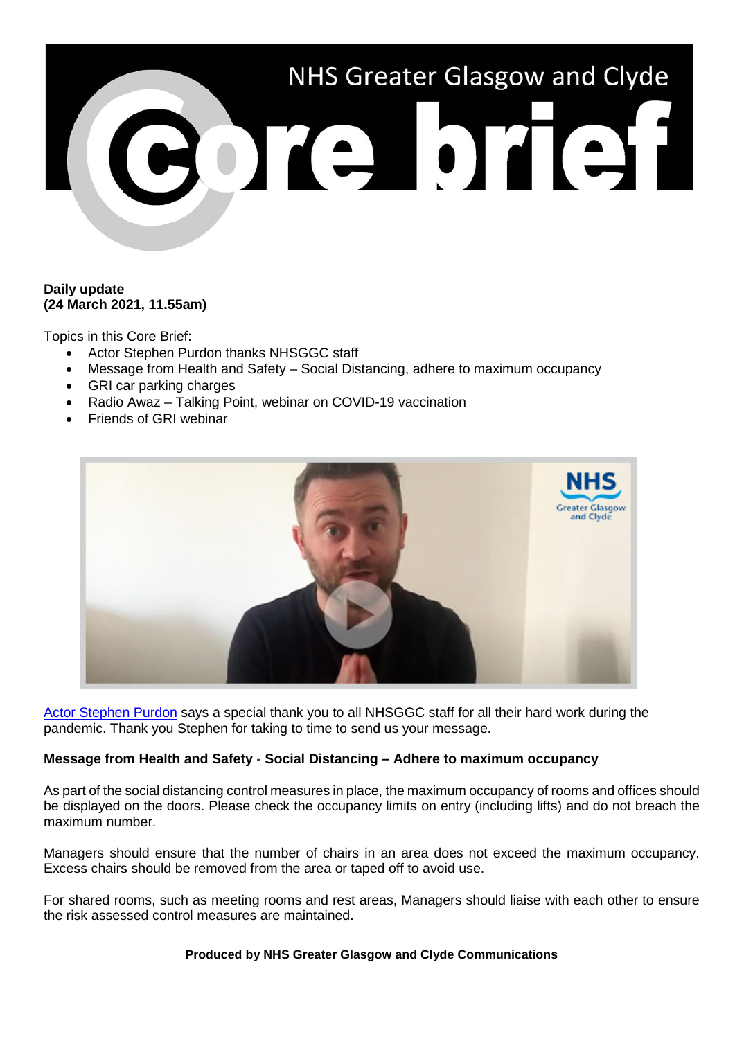# NHS Greater Glasgow and Clyde Core brief

**Daily update**
**(24 March 2021, 11.55am)**

Topics in this Core Brief:

- Actor Stephen Purdon thanks NHSGGC staff
- Message from Health and Safety – Social Distancing, adhere to maximum occupancy
- GRI car parking charges
- Radio Awaz – Talking Point, webinar on COVID-19 vaccination
- Friends of GRI webinar

Actor Stephen Purdon says a special thank you to all NHSGGC staff for all their hard work during the pandemic. Thank you Stephen for taking to time to send us your message.

**Message from Health and Safety - Social Distancing – Adhere to maximum occupancy**

As part of the social distancing control measures in place, the maximum occupancy of rooms and offices should be displayed on the doors. Please check the occupancy limits on entry (including lifts) and do not breach the maximum number.

Managers should ensure that the number of chairs in an area does not exceed the maximum occupancy. Excess chairs should be removed from the area or taped off to avoid use.

For shared rooms, such as meeting rooms and rest areas, Managers should liaise with each other to ensure the risk assessed control measures are maintained.

**Produced by NHS Greater Glasgow and Clyde Communications**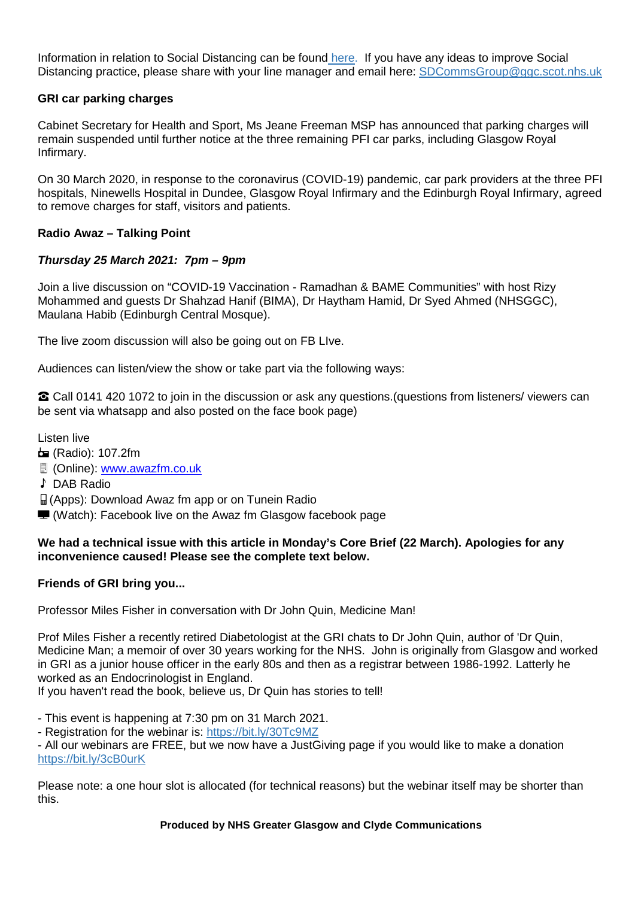Information in relation to Social Distancing can be found here. If you have any ideas to improve Social Distancing practice, please share with your line manager and email here: SDCommsGroup@ggc.scot.nhs.uk

**GRI car parking charges**

Cabinet Secretary for Health and Sport, Ms Jeane Freeman MSP has announced that parking charges will remain suspended until further notice at the three remaining PFI car parks, including Glasgow Royal Infirmary.

On 30 March 2020, in response to the coronavirus (COVID-19) pandemic, car park providers at the three PFI hospitals, Ninewells Hospital in Dundee, Glasgow Royal Infirmary and the Edinburgh Royal Infirmary, agreed to remove charges for staff, visitors and patients.

**Radio Awaz – Talking Point**

***Thursday 25 March 2021: 7pm – 9pm***

Join a live discussion on "COVID-19 Vaccination - Ramadhan & BAME Communities" with host Rizy Mohammed and guests Dr Shahzad Hanif (BIMA), Dr Haytham Hamid, Dr Syed Ahmed (NHSGGC), Maulana Habib (Edinburgh Central Mosque).

The live zoom discussion will also be going out on FB LIve.

Audiences can listen/view the show or take part via the following ways:

☎ Call 0141 420 1072 to join in the discussion or ask any questions.(questions from listeners/ viewers can be sent via whatsapp and also posted on the face book page)

Listen live
📻 (Radio): 107.2fm
📱 (Online): www.awazfm.co.uk
♪ DAB Radio
📱(Apps): Download Awaz fm app or on Tunein Radio
💻 (Watch): Facebook live on the Awaz fm Glasgow facebook page

**We had a technical issue with this article in Monday's Core Brief (22 March). Apologies for any inconvenience caused! Please see the complete text below.**

**Friends of GRI bring you...**

Professor Miles Fisher in conversation with Dr John Quin, Medicine Man!

Prof Miles Fisher a recently retired Diabetologist at the GRI chats to Dr John Quin, author of 'Dr Quin, Medicine Man; a memoir of over 30 years working for the NHS. John is originally from Glasgow and worked in GRI as a junior house officer in the early 80s and then as a registrar between 1986-1992. Latterly he worked as an Endocrinologist in England.
If you haven't read the book, believe us, Dr Quin has stories to tell!

- This event is happening at 7:30 pm on 31 March 2021.
- Registration for the webinar is: https://bit.ly/30Tc9MZ
- All our webinars are FREE, but we now have a JustGiving page if you would like to make a donation https://bit.ly/3cB0urK

Please note: a one hour slot is allocated (for technical reasons) but the webinar itself may be shorter than this.

**Produced by NHS Greater Glasgow and Clyde Communications**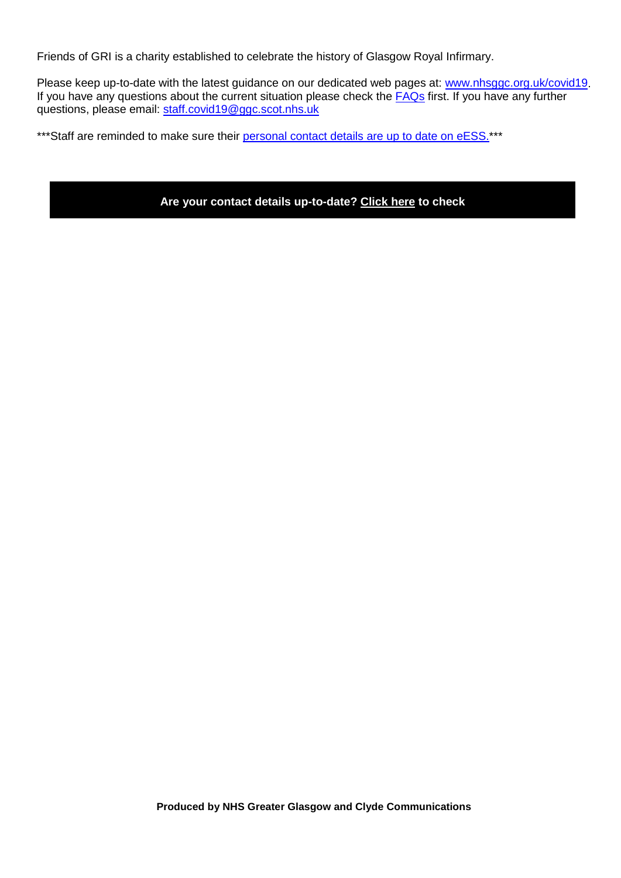Friends of GRI is a charity established to celebrate the history of Glasgow Royal Infirmary.

Please keep up-to-date with the latest guidance on our dedicated web pages at: www.nhsggc.org.uk/covid19. If you have any questions about the current situation please check the FAQs first. If you have any further questions, please email: staff.covid19@ggc.scot.nhs.uk

***Staff are reminded to make sure their personal contact details are up to date on eESS.***

**Are your contact details up-to-date? Click here to check**

**Produced by NHS Greater Glasgow and Clyde Communications**